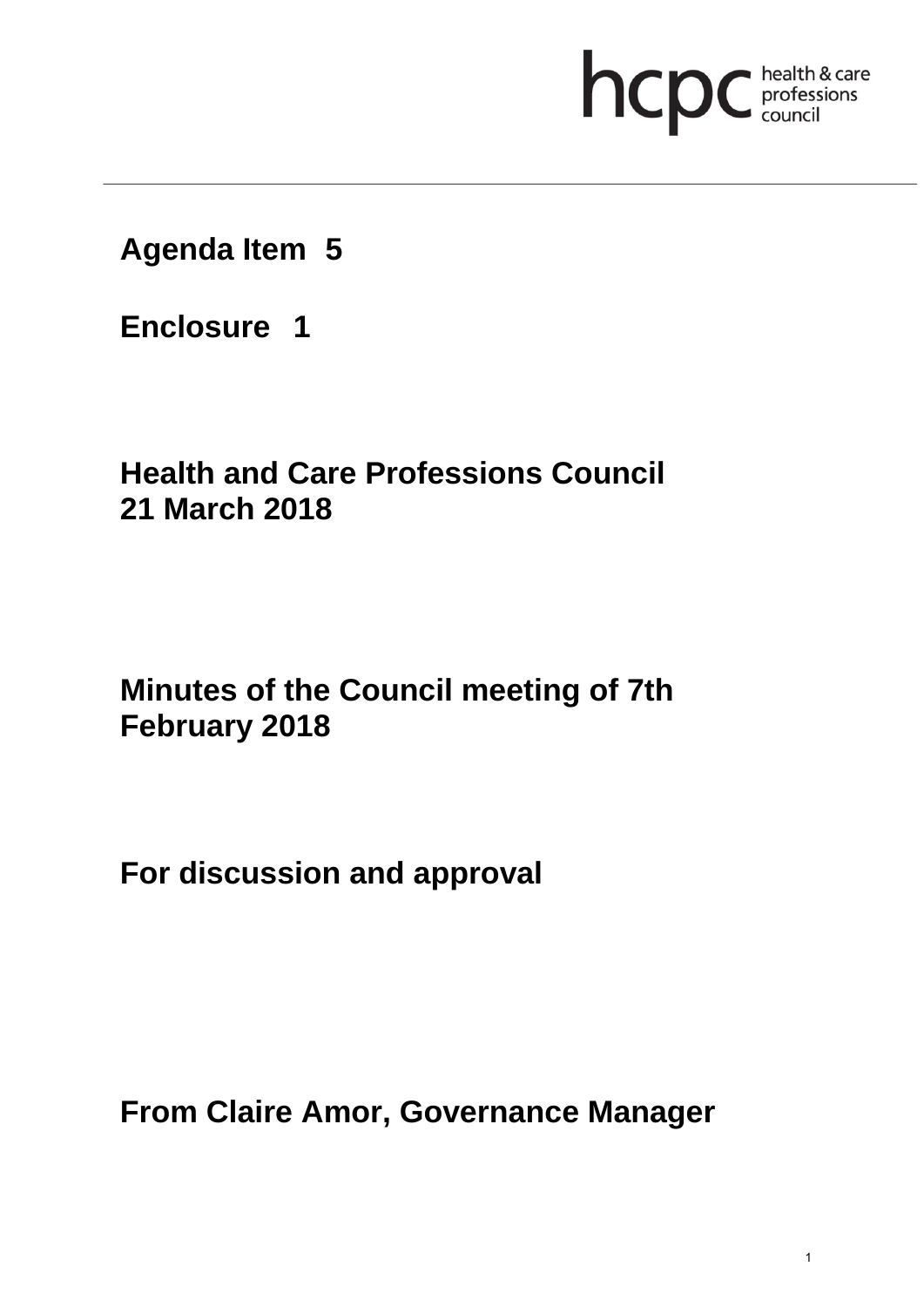**Agenda Item 5**

**Enclosure 1**

**Health and Care Professions Council**
**21 March 2018**

**Minutes of the Council meeting of 7th February 2018**

**For discussion and approval**

**From Claire Amor, Governance Manager**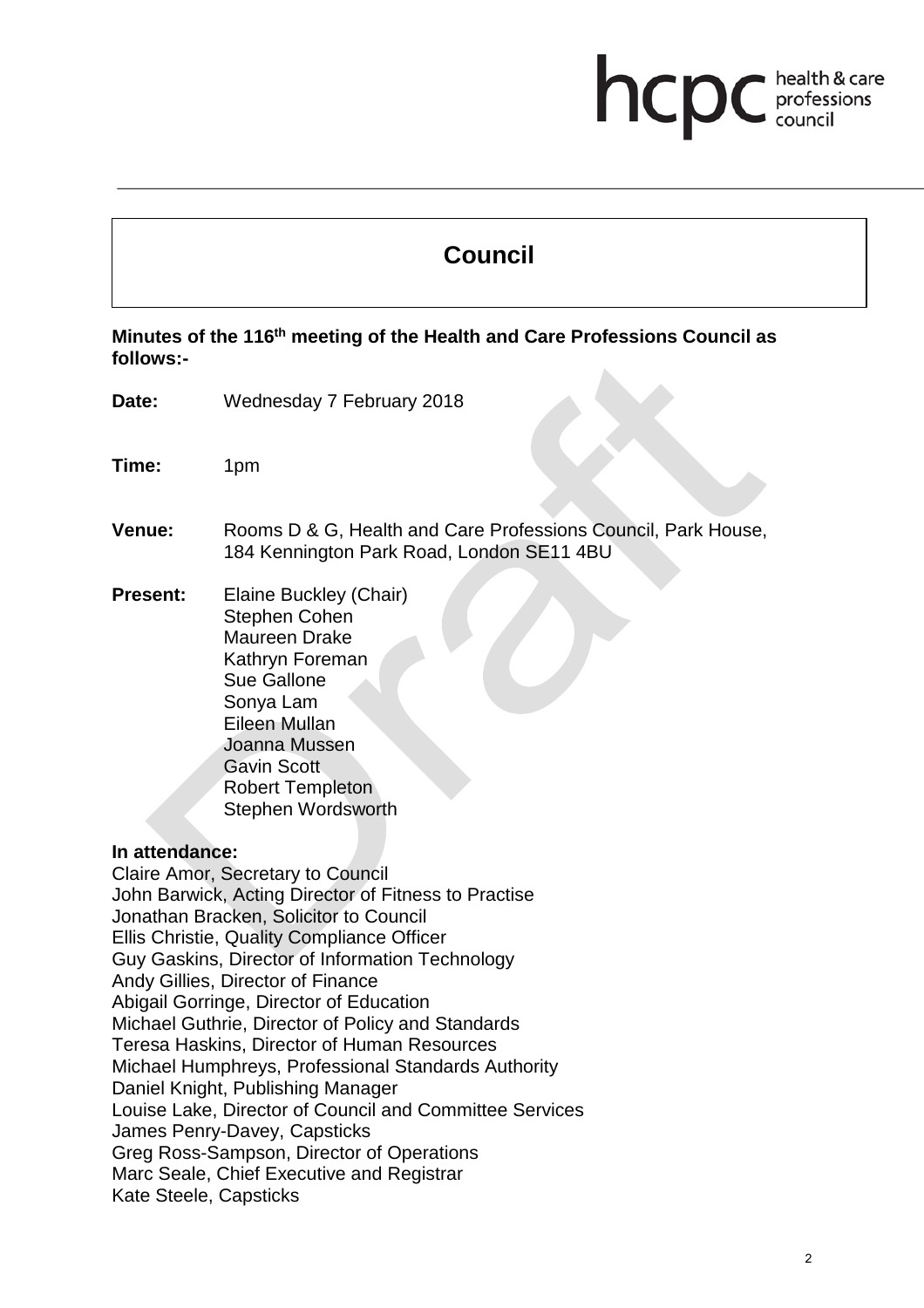# Council

**Minutes of the 116th meeting of the Health and Care Professions Council as follows:-**

**Date:** Wednesday 7 February 2018

**Time:** 1pm

**Venue:** Rooms D & G, Health and Care Professions Council, Park House, 184 Kennington Park Road, London SE11 4BU

**Present:** Elaine Buckley (Chair)
Stephen Cohen
Maureen Drake
Kathryn Foreman
Sue Gallone
Sonya Lam
Eileen Mullan
Joanna Mussen
Gavin Scott
Robert Templeton
Stephen Wordsworth

**In attendance:**
Claire Amor, Secretary to Council
John Barwick, Acting Director of Fitness to Practise
Jonathan Bracken, Solicitor to Council
Ellis Christie, Quality Compliance Officer
Guy Gaskins, Director of Information Technology
Andy Gillies, Director of Finance
Abigail Gorringe, Director of Education
Michael Guthrie, Director of Policy and Standards
Teresa Haskins, Director of Human Resources
Michael Humphreys, Professional Standards Authority
Daniel Knight, Publishing Manager
Louise Lake, Director of Council and Committee Services
James Penry-Davey, Capsticks
Greg Ross-Sampson, Director of Operations
Marc Seale, Chief Executive and Registrar
Kate Steele, Capsticks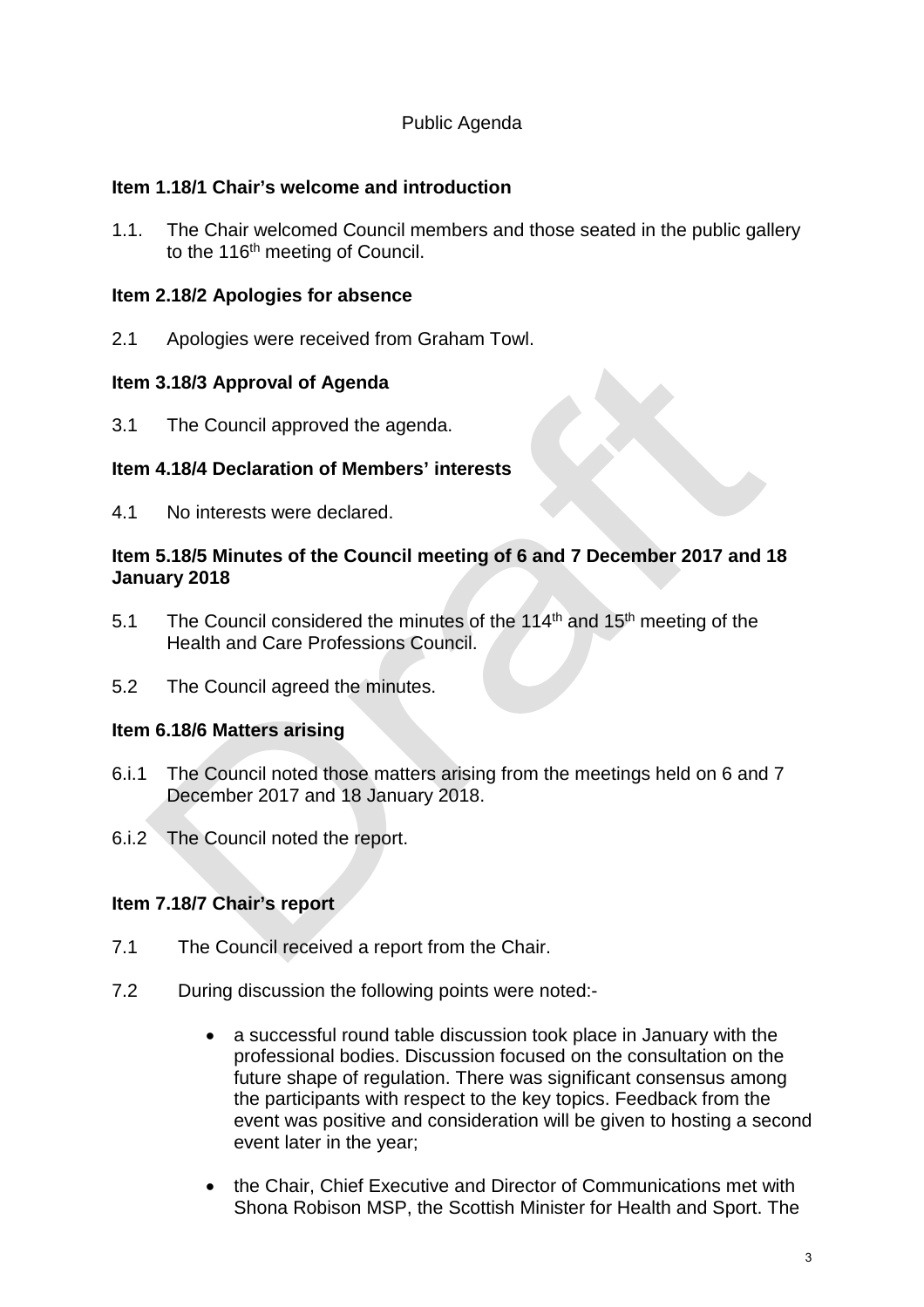Public Agenda

**Item 1.18/1 Chair's welcome and introduction**

1.1. The Chair welcomed Council members and those seated in the public gallery to the 116th meeting of Council.

**Item 2.18/2 Apologies for absence**

2.1 Apologies were received from Graham Towl.

**Item 3.18/3 Approval of Agenda**

3.1 The Council approved the agenda.

**Item 4.18/4 Declaration of Members' interests**

4.1 No interests were declared.

**Item 5.18/5 Minutes of the Council meeting of 6 and 7 December 2017 and 18 January 2018**

5.1 The Council considered the minutes of the 114th and 15th meeting of the Health and Care Professions Council.

5.2 The Council agreed the minutes.

**Item 6.18/6 Matters arising**

6.i.1 The Council noted those matters arising from the meetings held on 6 and 7 December 2017 and 18 January 2018.

6.i.2 The Council noted the report.

**Item 7.18/7 Chair's report**

7.1 The Council received a report from the Chair.

7.2 During discussion the following points were noted:-

- a successful round table discussion took place in January with the professional bodies. Discussion focused on the consultation on the future shape of regulation. There was significant consensus among the participants with respect to the key topics. Feedback from the event was positive and consideration will be given to hosting a second event later in the year;

- the Chair, Chief Executive and Director of Communications met with Shona Robison MSP, the Scottish Minister for Health and Sport. The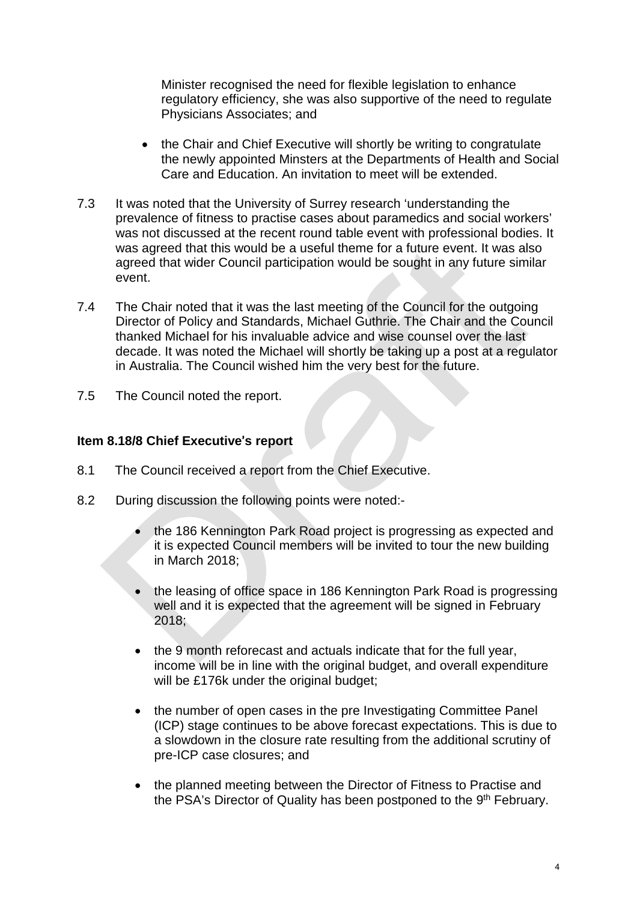Minister recognised the need for flexible legislation to enhance regulatory efficiency, she was also supportive of the need to regulate Physicians Associates; and

- the Chair and Chief Executive will shortly be writing to congratulate the newly appointed Minsters at the Departments of Health and Social Care and Education. An invitation to meet will be extended.

7.3 It was noted that the University of Surrey research 'understanding the prevalence of fitness to practise cases about paramedics and social workers' was not discussed at the recent round table event with professional bodies. It was agreed that this would be a useful theme for a future event. It was also agreed that wider Council participation would be sought in any future similar event.

7.4 The Chair noted that it was the last meeting of the Council for the outgoing Director of Policy and Standards, Michael Guthrie. The Chair and the Council thanked Michael for his invaluable advice and wise counsel over the last decade. It was noted the Michael will shortly be taking up a post at a regulator in Australia. The Council wished him the very best for the future.

7.5 The Council noted the report.

**Item 8.18/8 Chief Executive's report**

8.1 The Council received a report from the Chief Executive.

8.2 During discussion the following points were noted:-

- the 186 Kennington Park Road project is progressing as expected and it is expected Council members will be invited to tour the new building in March 2018;

- the leasing of office space in 186 Kennington Park Road is progressing well and it is expected that the agreement will be signed in February 2018;

- the 9 month reforecast and actuals indicate that for the full year, income will be in line with the original budget, and overall expenditure will be £176k under the original budget;

- the number of open cases in the pre Investigating Committee Panel (ICP) stage continues to be above forecast expectations. This is due to a slowdown in the closure rate resulting from the additional scrutiny of pre-ICP case closures; and

- the planned meeting between the Director of Fitness to Practise and the PSA's Director of Quality has been postponed to the 9th February.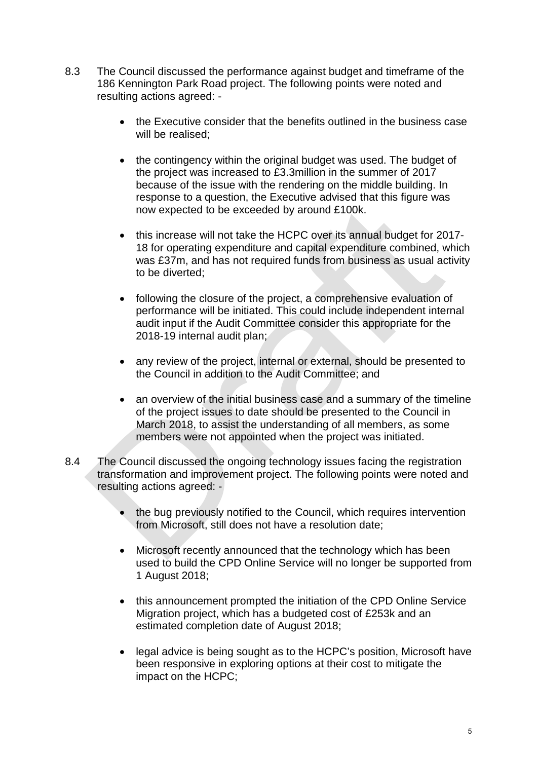8.3 The Council discussed the performance against budget and timeframe of the 186 Kennington Park Road project. The following points were noted and resulting actions agreed: -

- the Executive consider that the benefits outlined in the business case will be realised;
- the contingency within the original budget was used. The budget of the project was increased to £3.3million in the summer of 2017 because of the issue with the rendering on the middle building. In response to a question, the Executive advised that this figure was now expected to be exceeded by around £100k.
- this increase will not take the HCPC over its annual budget for 2017-18 for operating expenditure and capital expenditure combined, which was £37m, and has not required funds from business as usual activity to be diverted;
- following the closure of the project, a comprehensive evaluation of performance will be initiated. This could include independent internal audit input if the Audit Committee consider this appropriate for the 2018-19 internal audit plan;
- any review of the project, internal or external, should be presented to the Council in addition to the Audit Committee; and
- an overview of the initial business case and a summary of the timeline of the project issues to date should be presented to the Council in March 2018, to assist the understanding of all members, as some members were not appointed when the project was initiated.

8.4 The Council discussed the ongoing technology issues facing the registration transformation and improvement project. The following points were noted and resulting actions agreed: -

- the bug previously notified to the Council, which requires intervention from Microsoft, still does not have a resolution date;
- Microsoft recently announced that the technology which has been used to build the CPD Online Service will no longer be supported from 1 August 2018;
- this announcement prompted the initiation of the CPD Online Service Migration project, which has a budgeted cost of £253k and an estimated completion date of August 2018;
- legal advice is being sought as to the HCPC's position, Microsoft have been responsive in exploring options at their cost to mitigate the impact on the HCPC;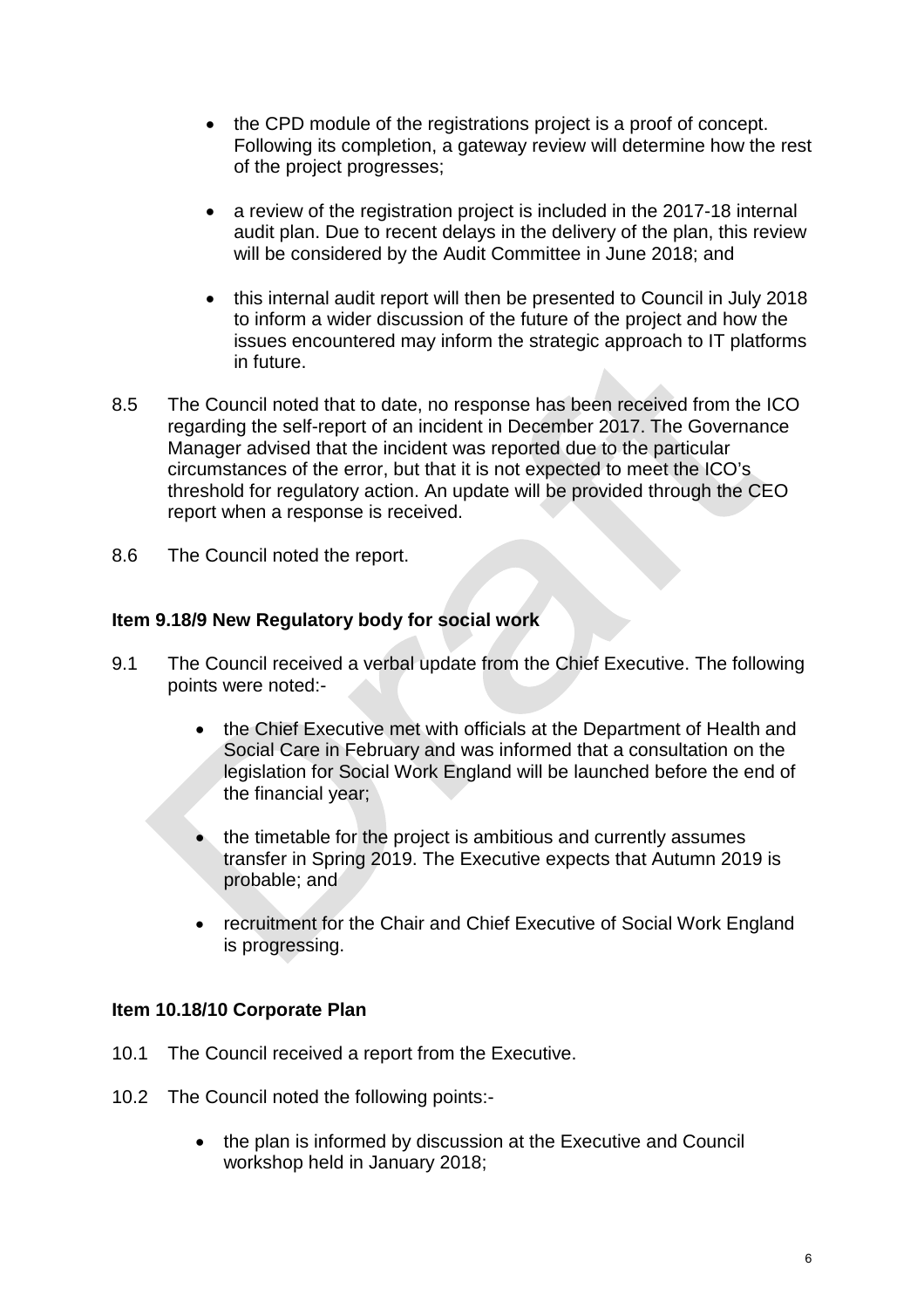- the CPD module of the registrations project is a proof of concept. Following its completion, a gateway review will determine how the rest of the project progresses;

- a review of the registration project is included in the 2017-18 internal audit plan. Due to recent delays in the delivery of the plan, this review will be considered by the Audit Committee in June 2018; and

- this internal audit report will then be presented to Council in July 2018 to inform a wider discussion of the future of the project and how the issues encountered may inform the strategic approach to IT platforms in future.

8.5 The Council noted that to date, no response has been received from the ICO regarding the self-report of an incident in December 2017. The Governance Manager advised that the incident was reported due to the particular circumstances of the error, but that it is not expected to meet the ICO's threshold for regulatory action. An update will be provided through the CEO report when a response is received.

8.6 The Council noted the report.

**Item 9.18/9 New Regulatory body for social work**

9.1 The Council received a verbal update from the Chief Executive. The following points were noted:-

- the Chief Executive met with officials at the Department of Health and Social Care in February and was informed that a consultation on the legislation for Social Work England will be launched before the end of the financial year;

- the timetable for the project is ambitious and currently assumes transfer in Spring 2019. The Executive expects that Autumn 2019 is probable; and

- recruitment for the Chair and Chief Executive of Social Work England is progressing.

**Item 10.18/10 Corporate Plan**

10.1 The Council received a report from the Executive.

10.2 The Council noted the following points:-

- the plan is informed by discussion at the Executive and Council workshop held in January 2018;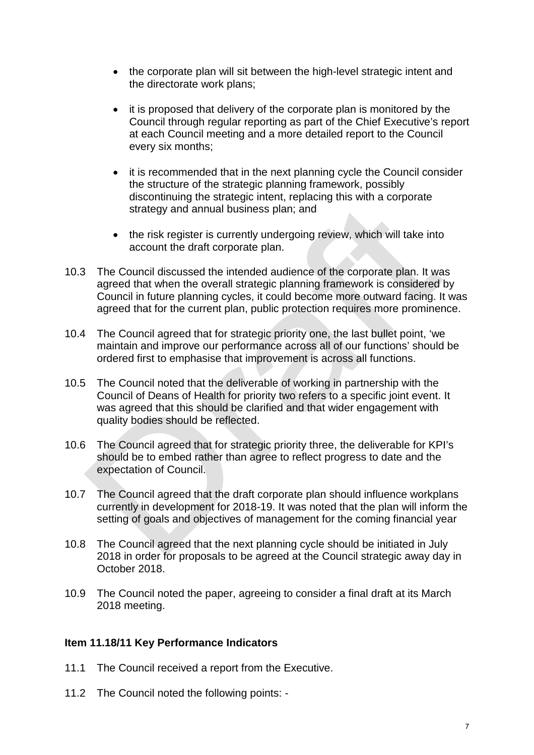- the corporate plan will sit between the high-level strategic intent and the directorate work plans;

- it is proposed that delivery of the corporate plan is monitored by the Council through regular reporting as part of the Chief Executive's report at each Council meeting and a more detailed report to the Council every six months;

- it is recommended that in the next planning cycle the Council consider the structure of the strategic planning framework, possibly discontinuing the strategic intent, replacing this with a corporate strategy and annual business plan; and

- the risk register is currently undergoing review, which will take into account the draft corporate plan.

10.3 The Council discussed the intended audience of the corporate plan. It was agreed that when the overall strategic planning framework is considered by Council in future planning cycles, it could become more outward facing. It was agreed that for the current plan, public protection requires more prominence.

10.4 The Council agreed that for strategic priority one, the last bullet point, 'we maintain and improve our performance across all of our functions' should be ordered first to emphasise that improvement is across all functions.

10.5 The Council noted that the deliverable of working in partnership with the Council of Deans of Health for priority two refers to a specific joint event. It was agreed that this should be clarified and that wider engagement with quality bodies should be reflected.

10.6 The Council agreed that for strategic priority three, the deliverable for KPI's should be to embed rather than agree to reflect progress to date and the expectation of Council.

10.7 The Council agreed that the draft corporate plan should influence workplans currently in development for 2018-19. It was noted that the plan will inform the setting of goals and objectives of management for the coming financial year

10.8 The Council agreed that the next planning cycle should be initiated in July 2018 in order for proposals to be agreed at the Council strategic away day in October 2018.

10.9 The Council noted the paper, agreeing to consider a final draft at its March 2018 meeting.

**Item 11.18/11 Key Performance Indicators**

11.1 The Council received a report from the Executive.

11.2 The Council noted the following points: -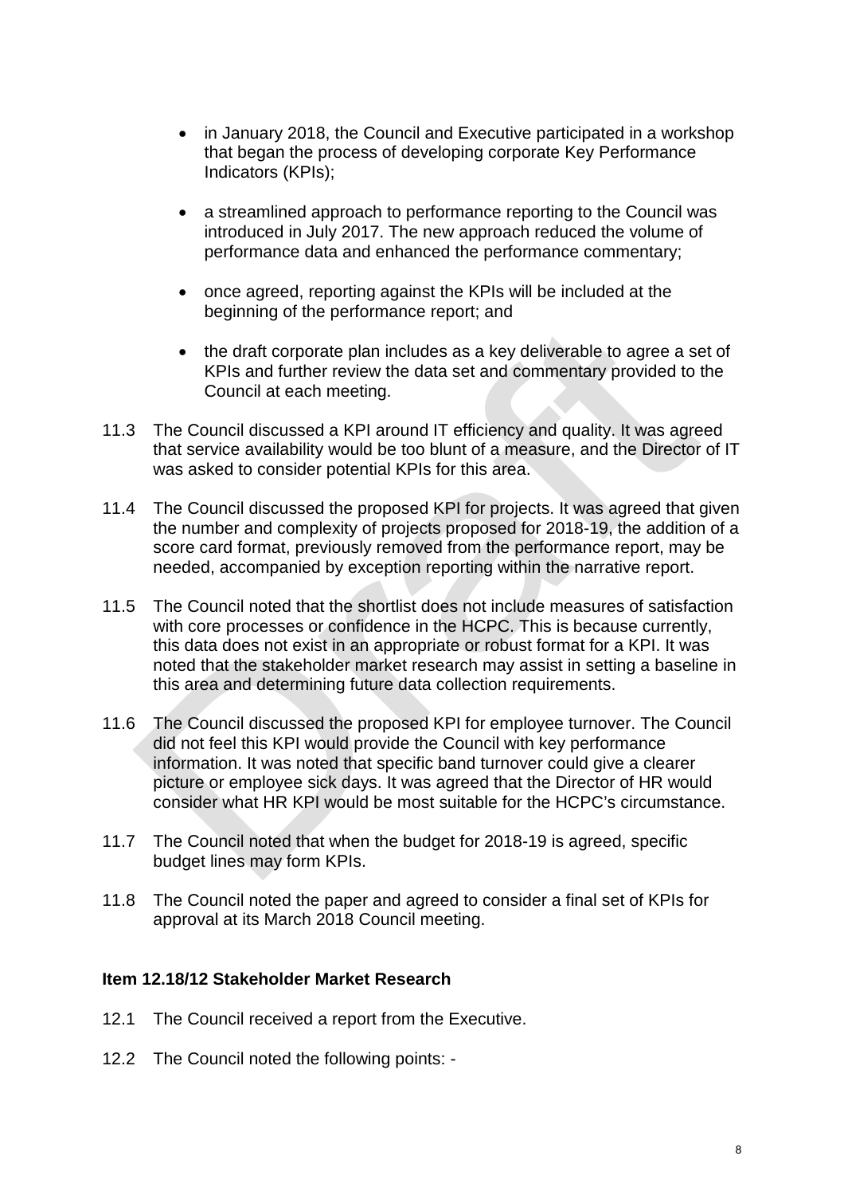- in January 2018, the Council and Executive participated in a workshop that began the process of developing corporate Key Performance Indicators (KPIs);

- a streamlined approach to performance reporting to the Council was introduced in July 2017. The new approach reduced the volume of performance data and enhanced the performance commentary;

- once agreed, reporting against the KPIs will be included at the beginning of the performance report; and

- the draft corporate plan includes as a key deliverable to agree a set of KPIs and further review the data set and commentary provided to the Council at each meeting.

11.3 The Council discussed a KPI around IT efficiency and quality. It was agreed that service availability would be too blunt of a measure, and the Director of IT was asked to consider potential KPIs for this area.

11.4 The Council discussed the proposed KPI for projects. It was agreed that given the number and complexity of projects proposed for 2018-19, the addition of a score card format, previously removed from the performance report, may be needed, accompanied by exception reporting within the narrative report.

11.5 The Council noted that the shortlist does not include measures of satisfaction with core processes or confidence in the HCPC. This is because currently, this data does not exist in an appropriate or robust format for a KPI. It was noted that the stakeholder market research may assist in setting a baseline in this area and determining future data collection requirements.

11.6 The Council discussed the proposed KPI for employee turnover. The Council did not feel this KPI would provide the Council with key performance information. It was noted that specific band turnover could give a clearer picture or employee sick days. It was agreed that the Director of HR would consider what HR KPI would be most suitable for the HCPC's circumstance.

11.7 The Council noted that when the budget for 2018-19 is agreed, specific budget lines may form KPIs.

11.8 The Council noted the paper and agreed to consider a final set of KPIs for approval at its March 2018 Council meeting.

**Item 12.18/12 Stakeholder Market Research**

12.1 The Council received a report from the Executive.

12.2 The Council noted the following points: -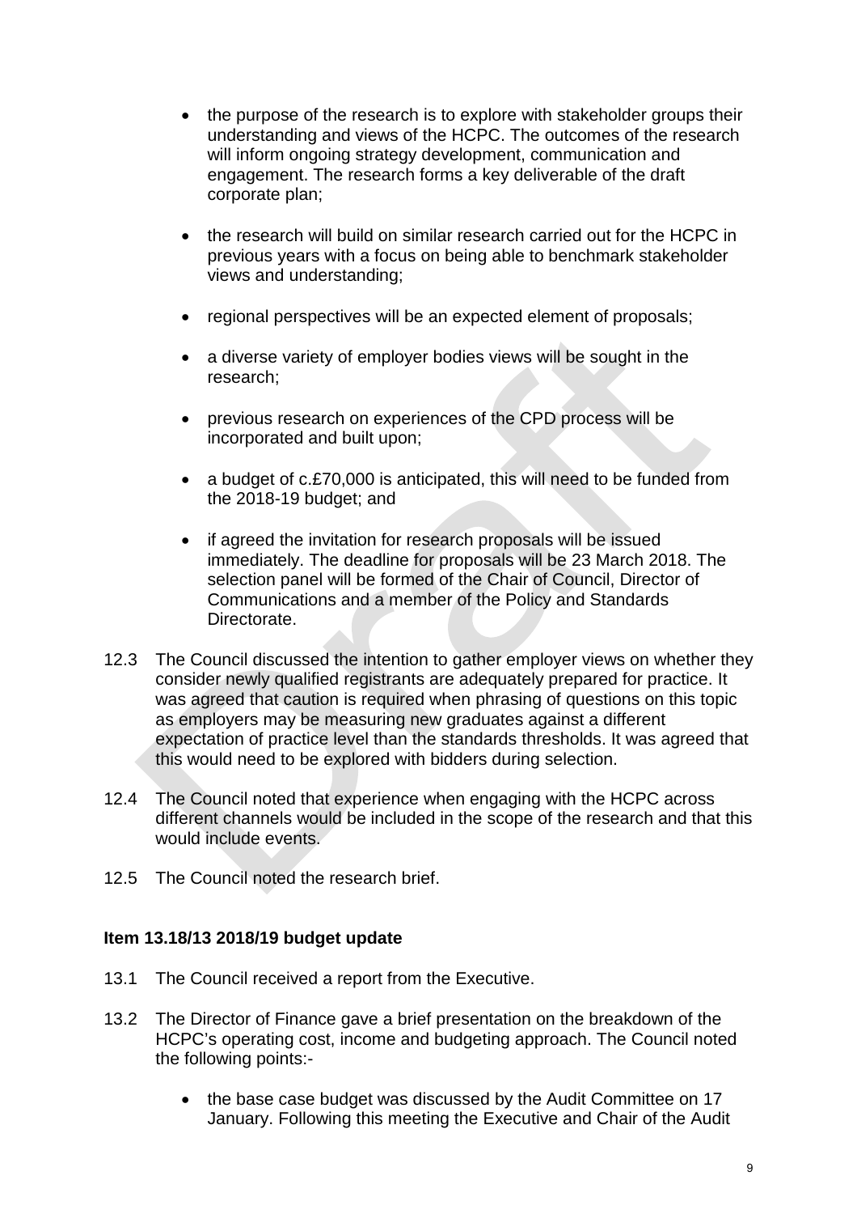- the purpose of the research is to explore with stakeholder groups their understanding and views of the HCPC. The outcomes of the research will inform ongoing strategy development, communication and engagement. The research forms a key deliverable of the draft corporate plan;

- the research will build on similar research carried out for the HCPC in previous years with a focus on being able to benchmark stakeholder views and understanding;

- regional perspectives will be an expected element of proposals;

- a diverse variety of employer bodies views will be sought in the research;

- previous research on experiences of the CPD process will be incorporated and built upon;

- a budget of c.£70,000 is anticipated, this will need to be funded from the 2018-19 budget; and

- if agreed the invitation for research proposals will be issued immediately. The deadline for proposals will be 23 March 2018. The selection panel will be formed of the Chair of Council, Director of Communications and a member of the Policy and Standards Directorate.

12.3 The Council discussed the intention to gather employer views on whether they consider newly qualified registrants are adequately prepared for practice. It was agreed that caution is required when phrasing of questions on this topic as employers may be measuring new graduates against a different expectation of practice level than the standards thresholds. It was agreed that this would need to be explored with bidders during selection.

12.4 The Council noted that experience when engaging with the HCPC across different channels would be included in the scope of the research and that this would include events.

12.5 The Council noted the research brief.

**Item 13.18/13 2018/19 budget update**

13.1 The Council received a report from the Executive.

13.2 The Director of Finance gave a brief presentation on the breakdown of the HCPC's operating cost, income and budgeting approach. The Council noted the following points:-

- the base case budget was discussed by the Audit Committee on 17 January. Following this meeting the Executive and Chair of the Audit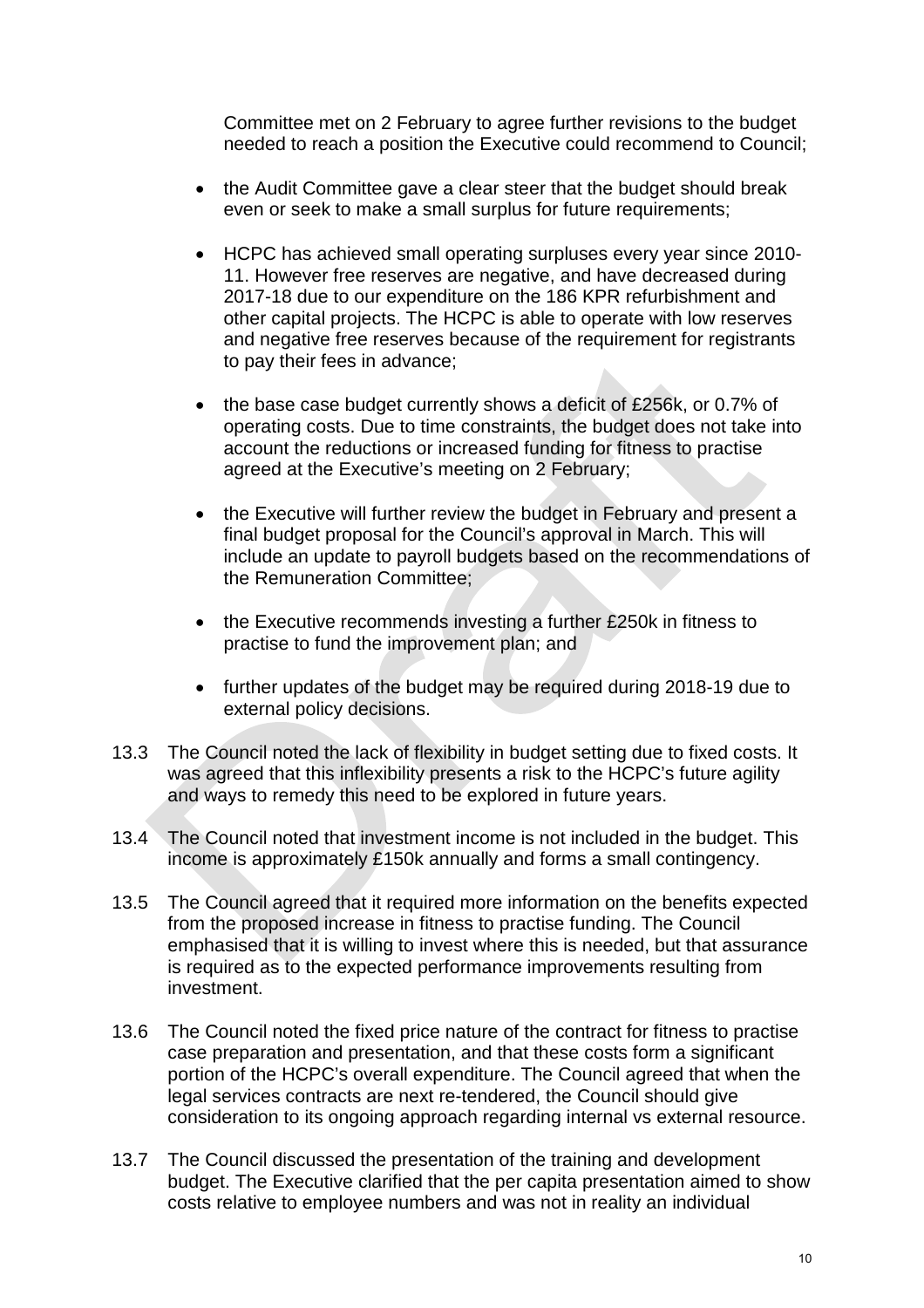Committee met on 2 February to agree further revisions to the budget needed to reach a position the Executive could recommend to Council;

- the Audit Committee gave a clear steer that the budget should break even or seek to make a small surplus for future requirements;
- HCPC has achieved small operating surpluses every year since 2010-11. However free reserves are negative, and have decreased during 2017-18 due to our expenditure on the 186 KPR refurbishment and other capital projects. The HCPC is able to operate with low reserves and negative free reserves because of the requirement for registrants to pay their fees in advance;
- the base case budget currently shows a deficit of £256k, or 0.7% of operating costs. Due to time constraints, the budget does not take into account the reductions or increased funding for fitness to practise agreed at the Executive's meeting on 2 February;
- the Executive will further review the budget in February and present a final budget proposal for the Council's approval in March. This will include an update to payroll budgets based on the recommendations of the Remuneration Committee;
- the Executive recommends investing a further £250k in fitness to practise to fund the improvement plan; and
- further updates of the budget may be required during 2018-19 due to external policy decisions.

13.3 The Council noted the lack of flexibility in budget setting due to fixed costs. It was agreed that this inflexibility presents a risk to the HCPC's future agility and ways to remedy this need to be explored in future years.

13.4 The Council noted that investment income is not included in the budget. This income is approximately £150k annually and forms a small contingency.

13.5 The Council agreed that it required more information on the benefits expected from the proposed increase in fitness to practise funding. The Council emphasised that it is willing to invest where this is needed, but that assurance is required as to the expected performance improvements resulting from investment.

13.6 The Council noted the fixed price nature of the contract for fitness to practise case preparation and presentation, and that these costs form a significant portion of the HCPC's overall expenditure. The Council agreed that when the legal services contracts are next re-tendered, the Council should give consideration to its ongoing approach regarding internal vs external resource.

13.7 The Council discussed the presentation of the training and development budget. The Executive clarified that the per capita presentation aimed to show costs relative to employee numbers and was not in reality an individual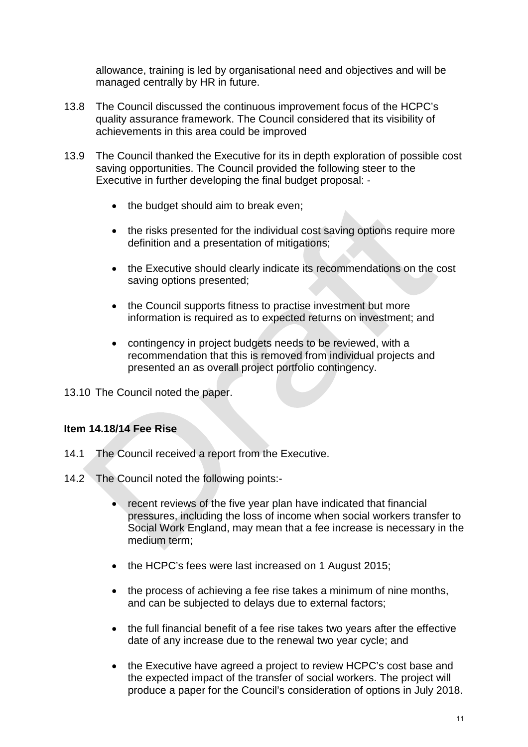allowance, training is led by organisational need and objectives and will be managed centrally by HR in future.

13.8 The Council discussed the continuous improvement focus of the HCPC's quality assurance framework. The Council considered that its visibility of achievements in this area could be improved

13.9 The Council thanked the Executive for its in depth exploration of possible cost saving opportunities. The Council provided the following steer to the Executive in further developing the final budget proposal: -

- the budget should aim to break even;
- the risks presented for the individual cost saving options require more definition and a presentation of mitigations;
- the Executive should clearly indicate its recommendations on the cost saving options presented;
- the Council supports fitness to practise investment but more information is required as to expected returns on investment; and
- contingency in project budgets needs to be reviewed, with a recommendation that this is removed from individual projects and presented an as overall project portfolio contingency.

13.10 The Council noted the paper.

**Item 14.18/14 Fee Rise**

14.1 The Council received a report from the Executive.

14.2 The Council noted the following points:-

- recent reviews of the five year plan have indicated that financial pressures, including the loss of income when social workers transfer to Social Work England, may mean that a fee increase is necessary in the medium term;
- the HCPC's fees were last increased on 1 August 2015;
- the process of achieving a fee rise takes a minimum of nine months, and can be subjected to delays due to external factors;
- the full financial benefit of a fee rise takes two years after the effective date of any increase due to the renewal two year cycle; and
- the Executive have agreed a project to review HCPC's cost base and the expected impact of the transfer of social workers. The project will produce a paper for the Council's consideration of options in July 2018.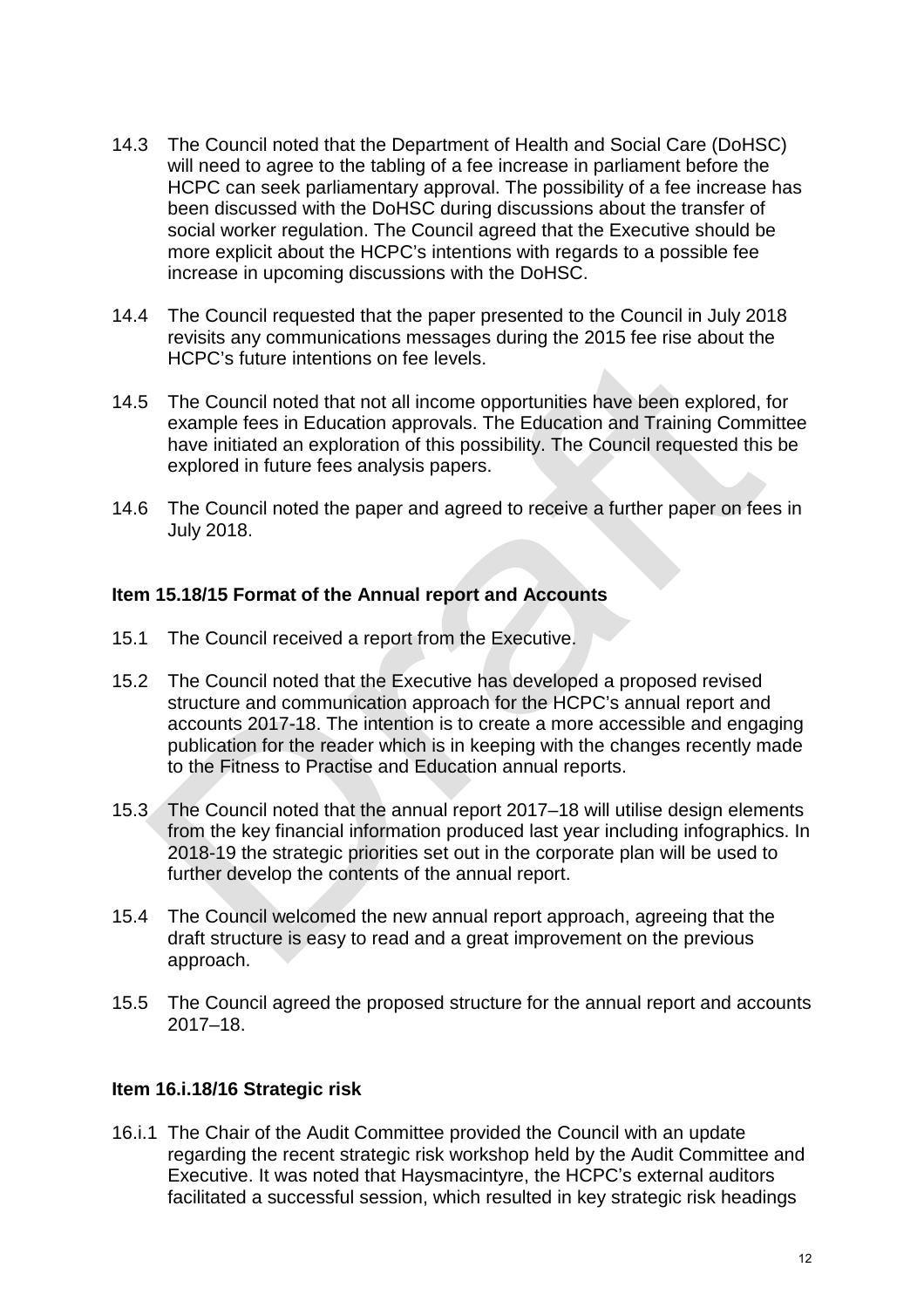14.3 The Council noted that the Department of Health and Social Care (DoHSC) will need to agree to the tabling of a fee increase in parliament before the HCPC can seek parliamentary approval. The possibility of a fee increase has been discussed with the DoHSC during discussions about the transfer of social worker regulation. The Council agreed that the Executive should be more explicit about the HCPC's intentions with regards to a possible fee increase in upcoming discussions with the DoHSC.

14.4 The Council requested that the paper presented to the Council in July 2018 revisits any communications messages during the 2015 fee rise about the HCPC's future intentions on fee levels.

14.5 The Council noted that not all income opportunities have been explored, for example fees in Education approvals. The Education and Training Committee have initiated an exploration of this possibility. The Council requested this be explored in future fees analysis papers.

14.6 The Council noted the paper and agreed to receive a further paper on fees in July 2018.

**Item 15.18/15 Format of the Annual report and Accounts**

15.1 The Council received a report from the Executive.

15.2 The Council noted that the Executive has developed a proposed revised structure and communication approach for the HCPC's annual report and accounts 2017-18. The intention is to create a more accessible and engaging publication for the reader which is in keeping with the changes recently made to the Fitness to Practise and Education annual reports.

15.3 The Council noted that the annual report 2017–18 will utilise design elements from the key financial information produced last year including infographics. In 2018-19 the strategic priorities set out in the corporate plan will be used to further develop the contents of the annual report.

15.4 The Council welcomed the new annual report approach, agreeing that the draft structure is easy to read and a great improvement on the previous approach.

15.5 The Council agreed the proposed structure for the annual report and accounts 2017–18.

**Item 16.i.18/16 Strategic risk**

16.i.1 The Chair of the Audit Committee provided the Council with an update regarding the recent strategic risk workshop held by the Audit Committee and Executive. It was noted that Haysmacintyre, the HCPC's external auditors facilitated a successful session, which resulted in key strategic risk headings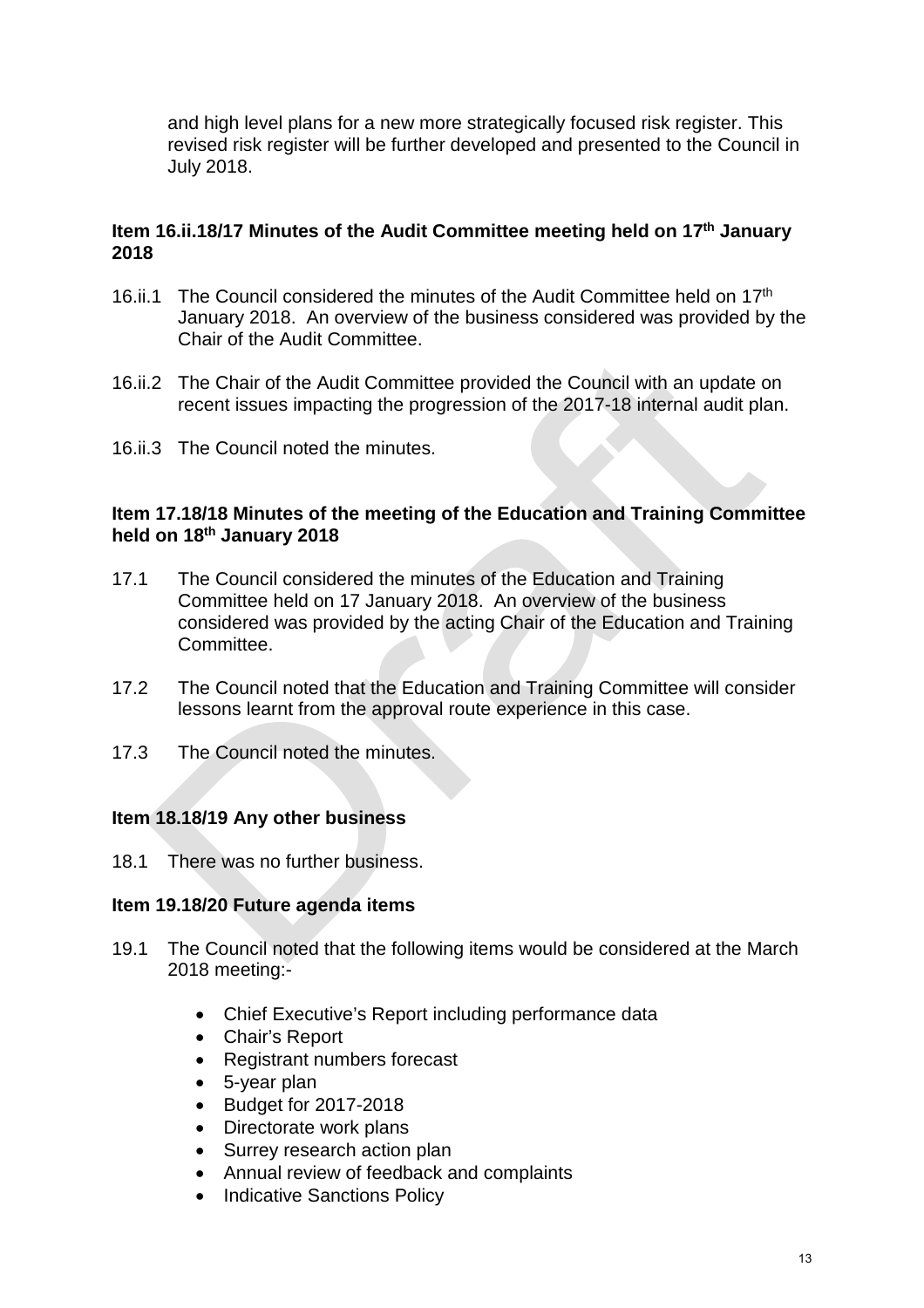and high level plans for a new more strategically focused risk register. This revised risk register will be further developed and presented to the Council in July 2018.

**Item 16.ii.18/17 Minutes of the Audit Committee meeting held on 17th January 2018**

16.ii.1 The Council considered the minutes of the Audit Committee held on 17th January 2018. An overview of the business considered was provided by the Chair of the Audit Committee.

16.ii.2 The Chair of the Audit Committee provided the Council with an update on recent issues impacting the progression of the 2017-18 internal audit plan.

16.ii.3 The Council noted the minutes.

**Item 17.18/18 Minutes of the meeting of the Education and Training Committee held on 18th January 2018**

17.1 The Council considered the minutes of the Education and Training Committee held on 17 January 2018. An overview of the business considered was provided by the acting Chair of the Education and Training Committee.

17.2 The Council noted that the Education and Training Committee will consider lessons learnt from the approval route experience in this case.

17.3 The Council noted the minutes.

**Item 18.18/19 Any other business**

18.1 There was no further business.

**Item 19.18/20 Future agenda items**

19.1 The Council noted that the following items would be considered at the March 2018 meeting:-

- Chief Executive's Report including performance data
- Chair's Report
- Registrant numbers forecast
- 5-year plan
- Budget for 2017-2018
- Directorate work plans
- Surrey research action plan
- Annual review of feedback and complaints
- Indicative Sanctions Policy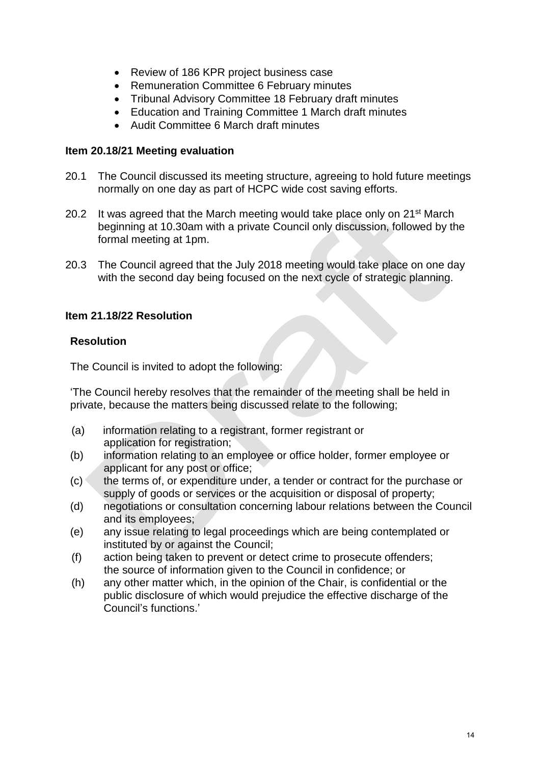- Review of 186 KPR project business case
- Remuneration Committee 6 February minutes
- Tribunal Advisory Committee 18 February draft minutes
- Education and Training Committee 1 March draft minutes
- Audit Committee 6 March draft minutes

**Item 20.18/21 Meeting evaluation**

20.1 The Council discussed its meeting structure, agreeing to hold future meetings normally on one day as part of HCPC wide cost saving efforts.

20.2 It was agreed that the March meeting would take place only on 21st March beginning at 10.30am with a private Council only discussion, followed by the formal meeting at 1pm.

20.3 The Council agreed that the July 2018 meeting would take place on one day with the second day being focused on the next cycle of strategic planning.

**Item 21.18/22 Resolution**

**Resolution**

The Council is invited to adopt the following:

'The Council hereby resolves that the remainder of the meeting shall be held in private, because the matters being discussed relate to the following;

(a) information relating to a registrant, former registrant or application for registration;
(b) information relating to an employee or office holder, former employee or applicant for any post or office;
(c) the terms of, or expenditure under, a tender or contract for the purchase or supply of goods or services or the acquisition or disposal of property;
(d) negotiations or consultation concerning labour relations between the Council and its employees;
(e) any issue relating to legal proceedings which are being contemplated or instituted by or against the Council;
(f) action being taken to prevent or detect crime to prosecute offenders; the source of information given to the Council in confidence; or
(h) any other matter which, in the opinion of the Chair, is confidential or the public disclosure of which would prejudice the effective discharge of the Council's functions.'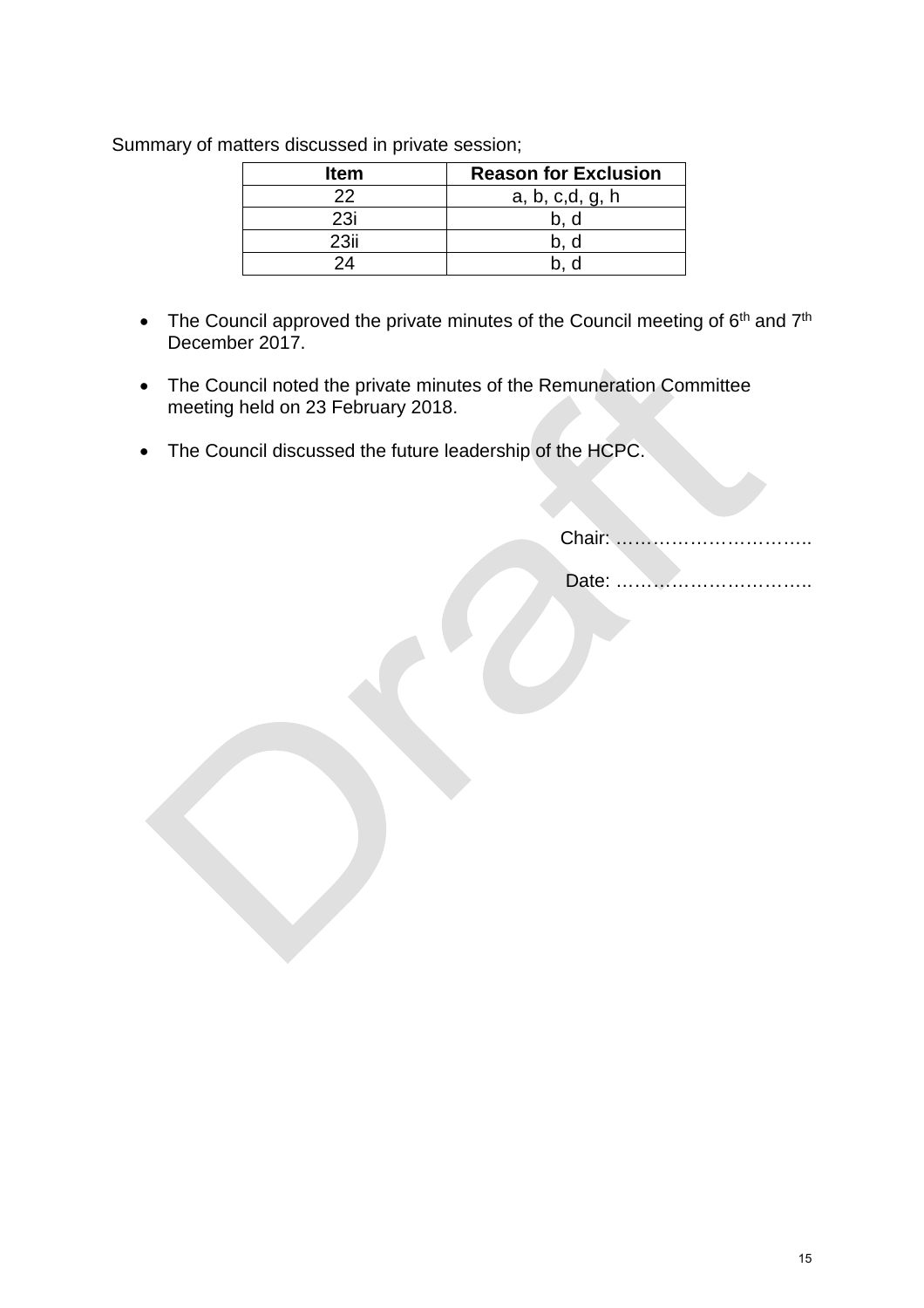Summary of matters discussed in private session;

| Item | Reason for Exclusion |
| --- | --- |
| 22 | a, b, c,d, g, h |
| 23i | b, d |
| 23ii | b, d |
| 24 | b, d |

- The Council approved the private minutes of the Council meeting of 6th and 7th December 2017.
- The Council noted the private minutes of the Remuneration Committee meeting held on 23 February 2018.
- The Council discussed the future leadership of the HCPC.

Chair: …………………………..

Date: …………………………..